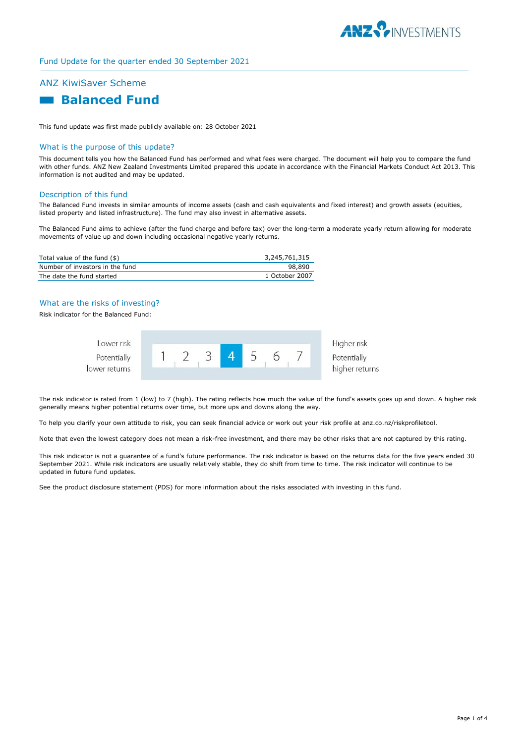Fund Update for the quarter ended 30 September 2021

## ANZ KiwiSaver Scheme

# Balanced Fund

This fund update was first made publicly available on: 28 October 2021

## What is the purpose of this update?

This document tells you how the Balanced Fund has performed and what fees were charged. The document will help you to compare the fund with other funds. ANZ New Zealand Investments Limited prepared this update in accordance with the Financial Markets Conduct Act 2013. This information is not audited and may be updated.

## Description of this fund

The Balanced Fund invests in similar amounts of income assets (cash and cash equivalents and fixed interest) and growth assets (equities, listed property and listed infrastructure). The fund may also invest in alternative assets.

The Balanced Fund aims to achieve (after the fund charge and before tax) over the long-term a moderate yearly return allowing for moderate movements of value up and down including occasional negative yearly returns.

| | |
|---|---|
| Total value of the fund ($) | 3,245,761,315 |
| Number of investors in the fund | 98,890 |
| The date the fund started | 1 October 2007 |

## What are the risks of investing?

Risk indicator for the Balanced Fund:

| Lower risk<br>Potentially lower returns | 1 | 2 | 3 | **4** | 5 | 6 | 7 | Higher risk<br>Potentially higher returns |
|---|---|---|---|---|---|---|---|---|

The risk indicator is rated from 1 (low) to 7 (high). The rating reflects how much the value of the fund's assets goes up and down. A higher risk generally means higher potential returns over time, but more ups and downs along the way.

To help you clarify your own attitude to risk, you can seek financial advice or work out your risk profile at anz.co.nz/riskprofiletool.

Note that even the lowest category does not mean a risk-free investment, and there may be other risks that are not captured by this rating.

This risk indicator is not a guarantee of a fund's future performance. The risk indicator is based on the returns data for the five years ended 30 September 2021. While risk indicators are usually relatively stable, they do shift from time to time. The risk indicator will continue to be updated in future fund updates.

See the product disclosure statement (PDS) for more information about the risks associated with investing in this fund.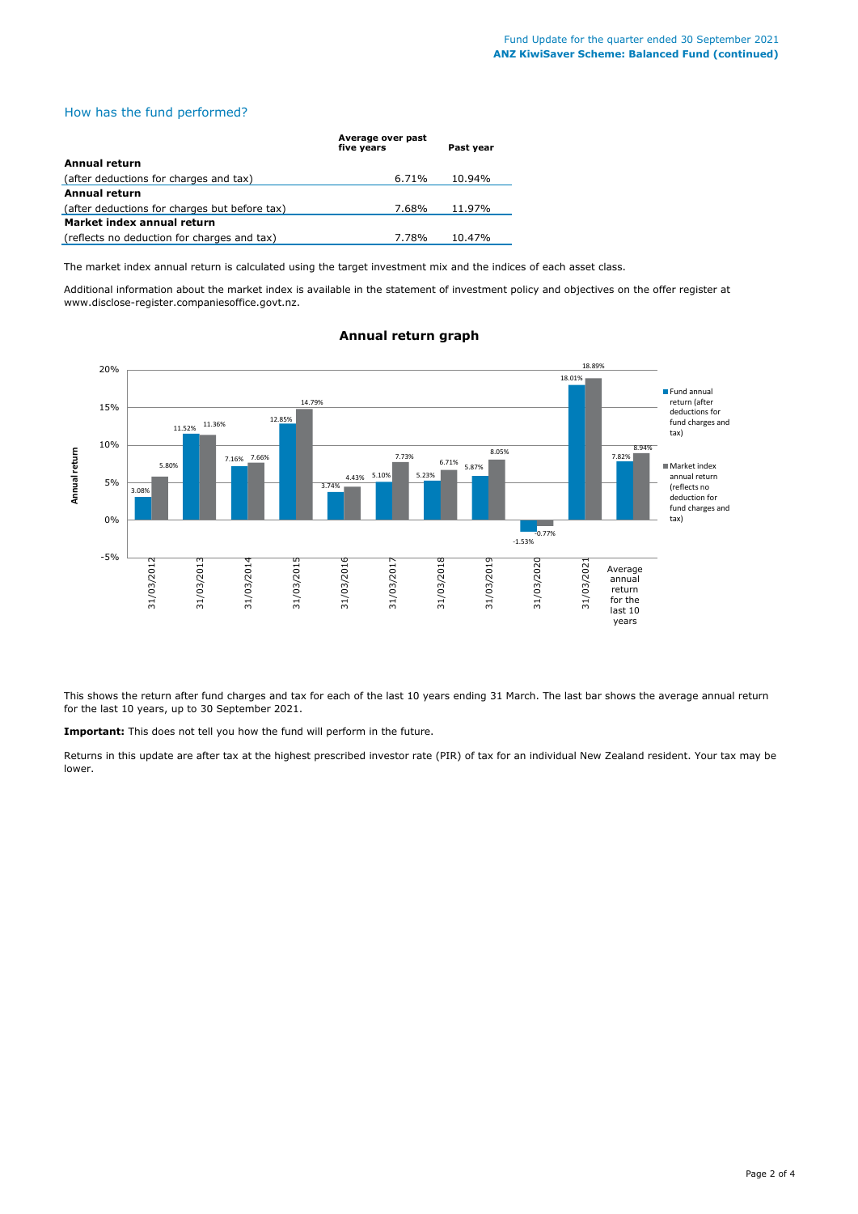## How has the fund performed?

| | Average over past five years | Past year |
|---|---|---|
| **Annual return** (after deductions for charges and tax) | 6.71% | 10.94% |
| **Annual return** (after deductions for charges but before tax) | 7.68% | 11.97% |
| **Market index annual return** (reflects no deduction for charges and tax) | 7.78% | 10.47% |

The market index annual return is calculated using the target investment mix and the indices of each asset class.

Additional information about the market index is available in the statement of investment policy and objectives on the offer register at www.disclose-register.companiesoffice.govt.nz.

### Annual return graph

| | Fund annual return (after deductions for fund charges and tax) | Market index annual return (reflects no deduction for fund charges and tax) |
|---|---|---|
| 31/03/2012 | 3.08% | 5.80% |
| 31/03/2013 | 11.52% | 11.36% |
| 31/03/2014 | 7.16% | 7.66% |
| 31/03/2015 | 12.85% | 14.79% |
| 31/03/2016 | 3.74% | 4.43% |
| 31/03/2017 | 5.10% | 7.73% |
| 31/03/2018 | 5.23% | 6.71% |
| 31/03/2019 | 5.87% | 8.05% |
| 31/03/2020 | -1.53% | -0.77% |
| 31/03/2021 | 18.01% | 18.89% |
| Average annual return for the last 10 years | 7.82% | 8.94% |

This shows the return after fund charges and tax for each of the last 10 years ending 31 March. The last bar shows the average annual return for the last 10 years, up to 30 September 2021.

**Important:** This does not tell you how the fund will perform in the future.

Returns in this update are after tax at the highest prescribed investor rate (PIR) of tax for an individual New Zealand resident. Your tax may be lower.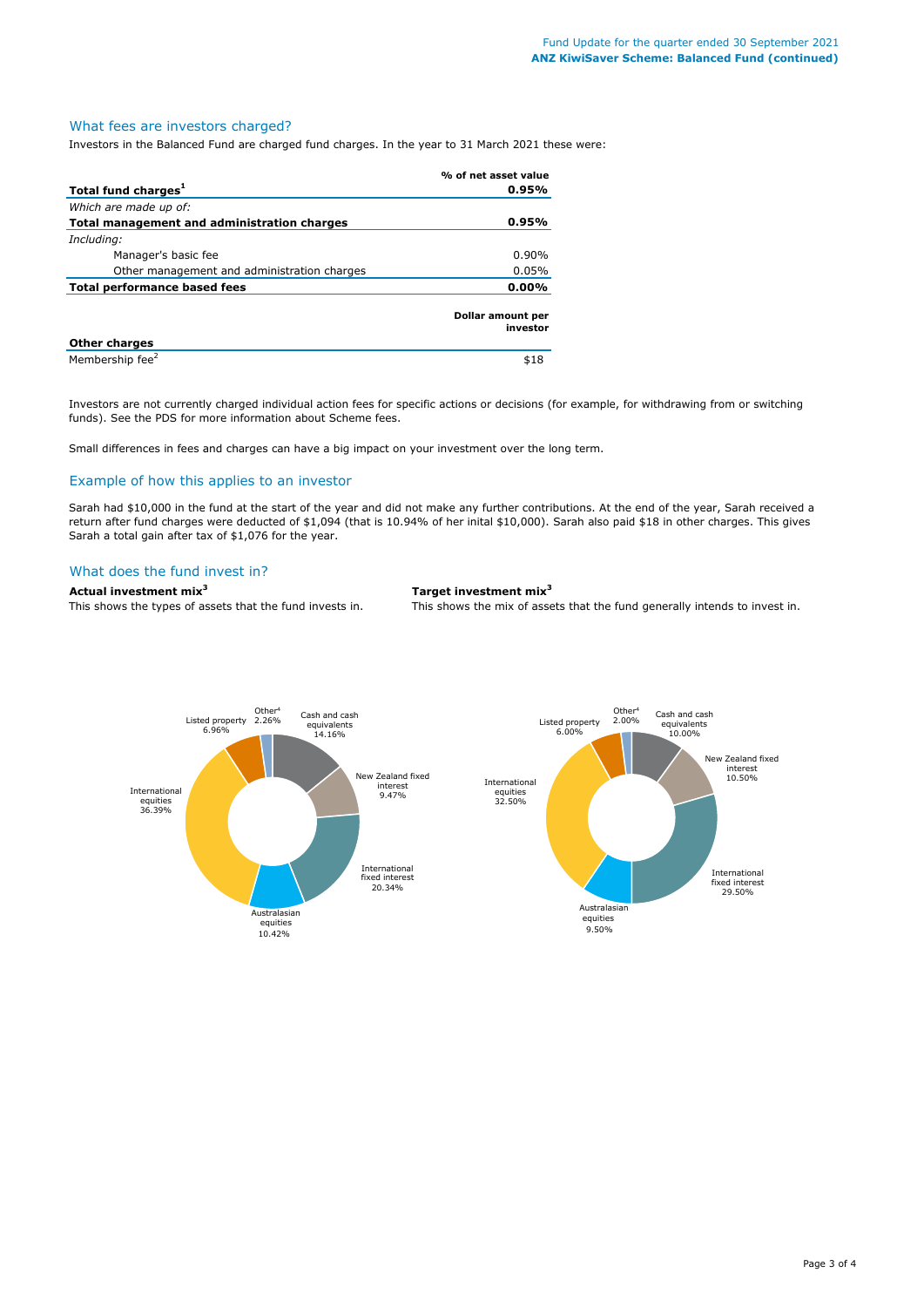## What fees are investors charged?

Investors in the Balanced Fund are charged fund charges. In the year to 31 March 2021 these were:

| | % of net asset value |
|---|---|
| **Total fund charges[1]** | **0.95%** |
| *Which are made up of:* | |
| **Total management and administration charges** | **0.95%** |
| *Including:* | |
| Manager's basic fee | 0.90% |
| Other management and administration charges | 0.05% |
| **Total performance based fees** | **0.00%** |

| **Other charges** | **Dollar amount per investor** |
|---|---|
| Membership fee[2] | $18 |

Investors are not currently charged individual action fees for specific actions or decisions (for example, for withdrawing from or switching funds). See the PDS for more information about Scheme fees.

Small differences in fees and charges can have a big impact on your investment over the long term.

## Example of how this applies to an investor

Sarah had $10,000 in the fund at the start of the year and did not make any further contributions. At the end of the year, Sarah received a return after fund charges were deducted of $1,094 (that is 10.94% of her inital $10,000). Sarah also paid $18 in other charges. This gives Sarah a total gain after tax of $1,076 for the year.

## What does the fund invest in?

**Actual investment mix[3]**

This shows the types of assets that the fund invests in.

| Asset type | Actual |
|---|---|
| Cash and cash equivalents | 14.16% |
| New Zealand fixed interest | 9.47% |
| International fixed interest | 20.34% |
| Australasian equities | 10.42% |
| International equities | 36.39% |
| Listed property | 6.96% |
| Other[4] | 2.26% |

**Target investment mix[3]**

This shows the mix of assets that the fund generally intends to invest in.

| Asset type | Target |
|---|---|
| Cash and cash equivalents | 10.00% |
| New Zealand fixed interest | 10.50% |
| International fixed interest | 29.50% |
| Australasian equities | 9.50% |
| International equities | 32.50% |
| Listed property | 6.00% |
| Other[4] | 2.00% |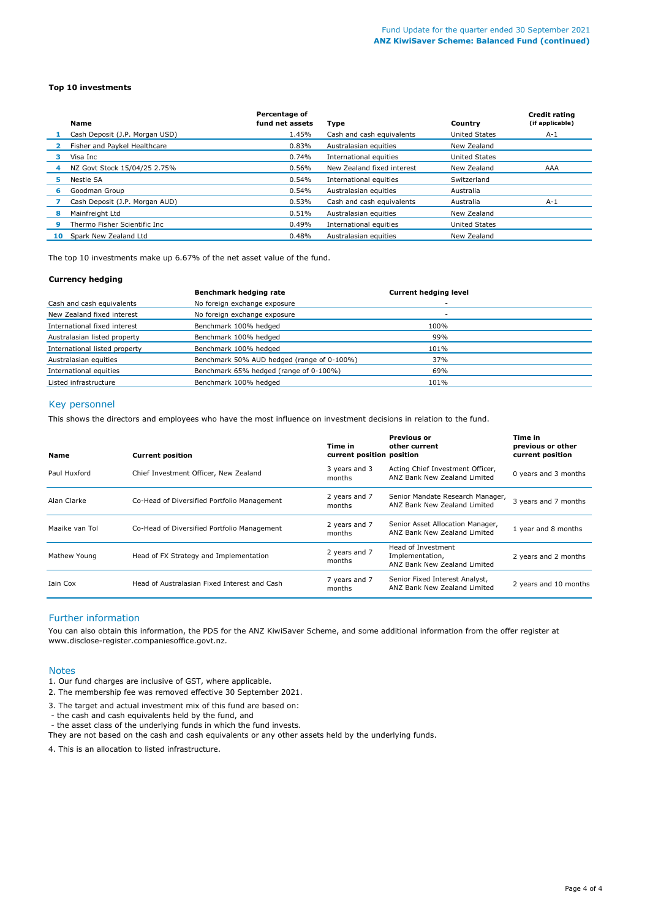### Top 10 investments

| | Name | Percentage of fund net assets | Type | Country | Credit rating (if applicable) |
|---|---|---|---|---|---|
| 1 | Cash Deposit (J.P. Morgan USD) | 1.45% | Cash and cash equivalents | United States | A-1 |
| 2 | Fisher and Paykel Healthcare | 0.83% | Australasian equities | New Zealand | |
| 3 | Visa Inc | 0.74% | International equities | United States | |
| 4 | NZ Govt Stock 15/04/25 2.75% | 0.56% | New Zealand fixed interest | New Zealand | AAA |
| 5 | Nestle SA | 0.54% | International equities | Switzerland | |
| 6 | Goodman Group | 0.54% | Australasian equities | Australia | |
| 7 | Cash Deposit (J.P. Morgan AUD) | 0.53% | Cash and cash equivalents | Australia | A-1 |
| 8 | Mainfreight Ltd | 0.51% | Australasian equities | New Zealand | |
| 9 | Thermo Fisher Scientific Inc | 0.49% | International equities | United States | |
| 10 | Spark New Zealand Ltd | 0.48% | Australasian equities | New Zealand | |

The top 10 investments make up 6.67% of the net asset value of the fund.

### Currency hedging

| | Benchmark hedging rate | Current hedging level |
|---|---|---|
| Cash and cash equivalents | No foreign exchange exposure | - |
| New Zealand fixed interest | No foreign exchange exposure | - |
| International fixed interest | Benchmark 100% hedged | 100% |
| Australasian listed property | Benchmark 100% hedged | 99% |
| International listed property | Benchmark 100% hedged | 101% |
| Australasian equities | Benchmark 50% AUD hedged (range of 0-100%) | 37% |
| International equities | Benchmark 65% hedged (range of 0-100%) | 69% |
| Listed infrastructure | Benchmark 100% hedged | 101% |

## Key personnel

This shows the directors and employees who have the most influence on investment decisions in relation to the fund.

| Name | Current position | Time in current position | Previous or other current position | Time in previous or other current position |
|---|---|---|---|---|
| Paul Huxford | Chief Investment Officer, New Zealand | 3 years and 3 months | Acting Chief Investment Officer, ANZ Bank New Zealand Limited | 0 years and 3 months |
| Alan Clarke | Co-Head of Diversified Portfolio Management | 2 years and 7 months | Senior Mandate Research Manager, ANZ Bank New Zealand Limited | 3 years and 7 months |
| Maaike van Tol | Co-Head of Diversified Portfolio Management | 2 years and 7 months | Senior Asset Allocation Manager, ANZ Bank New Zealand Limited | 1 year and 8 months |
| Mathew Young | Head of FX Strategy and Implementation | 2 years and 7 months | Head of Investment Implementation, ANZ Bank New Zealand Limited | 2 years and 2 months |
| Iain Cox | Head of Australasian Fixed Interest and Cash | 7 years and 7 months | Senior Fixed Interest Analyst, ANZ Bank New Zealand Limited | 2 years and 10 months |

## Further information

You can also obtain this information, the PDS for the ANZ KiwiSaver Scheme, and some additional information from the offer register at www.disclose-register.companiesoffice.govt.nz.

## Notes

1. Our fund charges are inclusive of GST, where applicable.
2. The membership fee was removed effective 30 September 2021.
3. The target and actual investment mix of this fund are based on:
   - the cash and cash equivalents held by the fund, and
   - the asset class of the underlying funds in which the fund invests.

   They are not based on the cash and cash equivalents or any other assets held by the underlying funds.
4. This is an allocation to listed infrastructure.